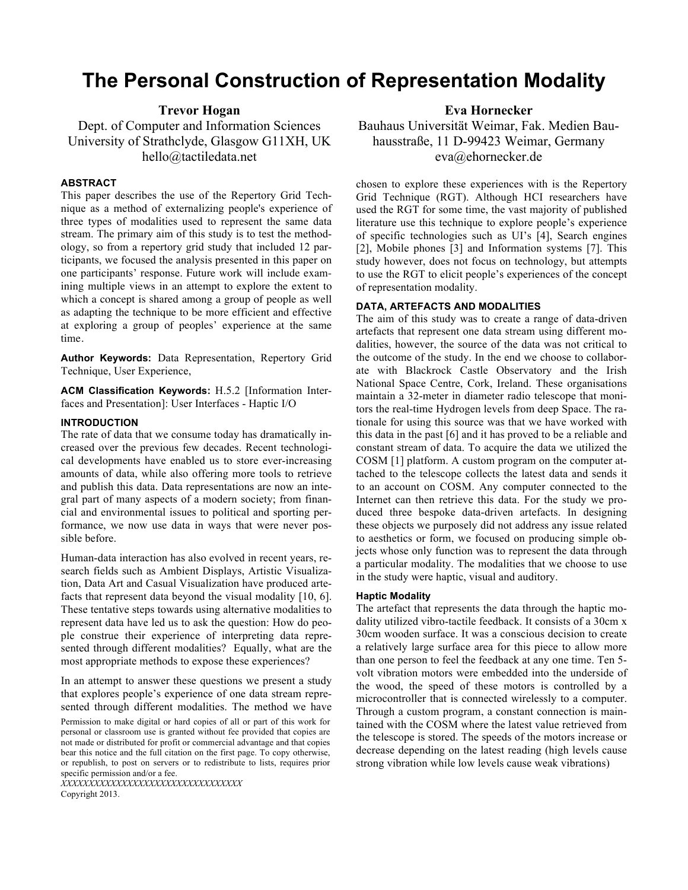# The Personal Construction of Representation Modality

**Trevor Hogan**
Dept. of Computer and Information Sciences
University of Strathclyde, Glasgow G11XH, UK
hello@tactiledata.net

**Eva Hornecker**
Bauhaus Universität Weimar, Fak. Medien Bauhausstraße, 11 D-99423 Weimar, Germany
eva@ehornecker.de

## ABSTRACT

This paper describes the use of the Repertory Grid Technique as a method of externalizing people's experience of three types of modalities used to represent the same data stream. The primary aim of this study is to test the methodology, so from a repertory grid study that included 12 participants, we focused the analysis presented in this paper on one participants' response. Future work will include examining multiple views in an attempt to explore the extent to which a concept is shared among a group of people as well as adapting the technique to be more efficient and effective at exploring a group of peoples' experience at the same time.

**Author Keywords:** Data Representation, Repertory Grid Technique, User Experience,

**ACM Classification Keywords:** H.5.2 [Information Interfaces and Presentation]: User Interfaces - Haptic I/O

## INTRODUCTION

The rate of data that we consume today has dramatically increased over the previous few decades. Recent technological developments have enabled us to store ever-increasing amounts of data, while also offering more tools to retrieve and publish this data. Data representations are now an integral part of many aspects of a modern society; from financial and environmental issues to political and sporting performance, we now use data in ways that were never possible before.

Human-data interaction has also evolved in recent years, research fields such as Ambient Displays, Artistic Visualization, Data Art and Casual Visualization have produced artefacts that represent data beyond the visual modality [10, 6]. These tentative steps towards using alternative modalities to represent data have led us to ask the question: How do people construe their experience of interpreting data represented through different modalities? Equally, what are the most appropriate methods to expose these experiences?

In an attempt to answer these questions we present a study that explores people's experience of one data stream represented through different modalities. The method we have chosen to explore these experiences with is the Repertory Grid Technique (RGT). Although HCI researchers have used the RGT for some time, the vast majority of published literature use this technique to explore people's experience of specific technologies such as UI's [4], Search engines [2], Mobile phones [3] and Information systems [7]. This study however, does not focus on technology, but attempts to use the RGT to elicit people's experiences of the concept of representation modality.

Permission to make digital or hard copies of all or part of this work for personal or classroom use is granted without fee provided that copies are not made or distributed for profit or commercial advantage and that copies bear this notice and the full citation on the first page. To copy otherwise, or republish, to post on servers or to redistribute to lists, requires prior specific permission and/or a fee.
*XXXXXXXXXXXXXXXXXXXXXXXXXXXXXXXXX*
Copyright 2013.

## DATA, ARTEFACTS AND MODALITIES

The aim of this study was to create a range of data-driven artefacts that represent one data stream using different modalities, however, the source of the data was not critical to the outcome of the study. In the end we choose to collaborate with Blackrock Castle Observatory and the Irish National Space Centre, Cork, Ireland. These organisations maintain a 32-meter in diameter radio telescope that monitors the real-time Hydrogen levels from deep Space. The rationale for using this source was that we have worked with this data in the past [6] and it has proved to be a reliable and constant stream of data. To acquire the data we utilized the COSM [1] platform. A custom program on the computer attached to the telescope collects the latest data and sends it to an account on COSM. Any computer connected to the Internet can then retrieve this data. For the study we produced three bespoke data-driven artefacts. In designing these objects we purposely did not address any issue related to aesthetics or form, we focused on producing simple objects whose only function was to represent the data through a particular modality. The modalities that we choose to use in the study were haptic, visual and auditory.

### Haptic Modality

The artefact that represents the data through the haptic modality utilized vibro-tactile feedback. It consists of a 30cm x 30cm wooden surface. It was a conscious decision to create a relatively large surface area for this piece to allow more than one person to feel the feedback at any one time. Ten 5-volt vibration motors were embedded into the underside of the wood, the speed of these motors is controlled by a microcontroller that is connected wirelessly to a computer. Through a custom program, a constant connection is maintained with the COSM where the latest value retrieved from the telescope is stored. The speeds of the motors increase or decrease depending on the latest reading (high levels cause strong vibration while low levels cause weak vibrations)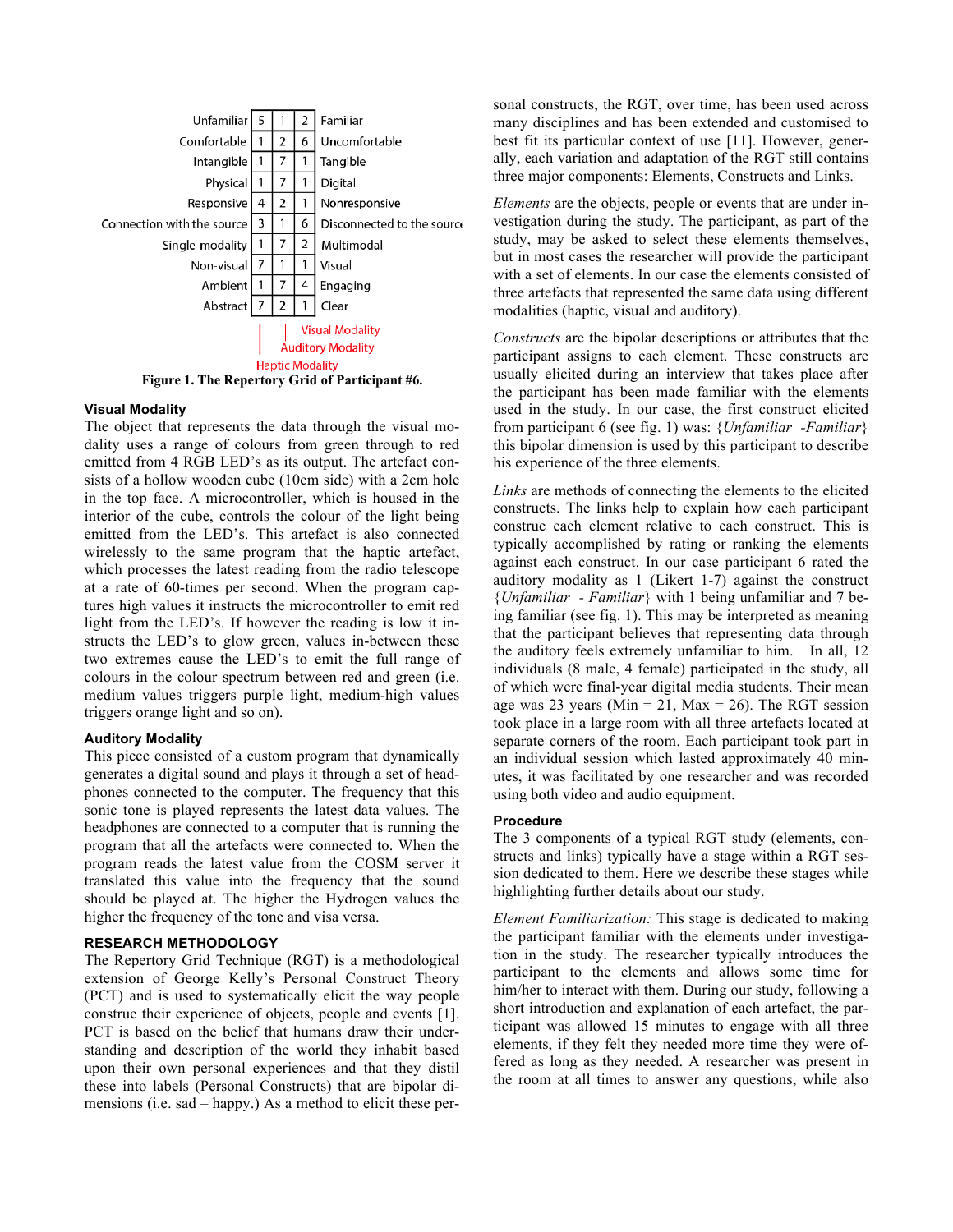| Unfamiliar | 5 | 1 | 2 | Familiar |
|---|---|---|---|---|
| Comfortable | 1 | 2 | 6 | Uncomfortable |
| Intangible | 1 | 7 | 1 | Tangible |
| Physical | 1 | 7 | 1 | Digital |
| Responsive | 4 | 2 | 1 | Nonresponsive |
| Connection with the source | 3 | 1 | 6 | Disconnected to the source |
| Single-modality | 1 | 7 | 2 | Multimodal |
| Non-visual | 7 | 1 | 1 | Visual |
| Ambient | 1 | 7 | 4 | Engaging |
| Abstract | 7 | 2 | 1 | Clear |

Visual Modality
Auditory Modality
Haptic Modality

**Figure 1. The Repertory Grid of Participant #6.**

#### Visual Modality

The object that represents the data through the visual modality uses a range of colours from green through to red emitted from 4 RGB LED's as its output. The artefact consists of a hollow wooden cube (10cm side) with a 2cm hole in the top face. A microcontroller, which is housed in the interior of the cube, controls the colour of the light being emitted from the LED's. This artefact is also connected wirelessly to the same program that the haptic artefact, which processes the latest reading from the radio telescope at a rate of 60-times per second. When the program captures high values it instructs the microcontroller to emit red light from the LED's. If however the reading is low it instructs the LED's to glow green, values in-between these two extremes cause the LED's to emit the full range of colours in the colour spectrum between red and green (i.e. medium values triggers purple light, medium-high values triggers orange light and so on).

#### Auditory Modality

This piece consisted of a custom program that dynamically generates a digital sound and plays it through a set of headphones connected to the computer. The frequency that this sonic tone is played represents the latest data values. The headphones are connected to a computer that is running the program that all the artefacts were connected to. When the program reads the latest value from the COSM server it translated this value into the frequency that the sound should be played at. The higher the Hydrogen values the higher the frequency of the tone and visa versa.

### RESEARCH METHODOLOGY

The Repertory Grid Technique (RGT) is a methodological extension of George Kelly's Personal Construct Theory (PCT) and is used to systematically elicit the way people construe their experience of objects, people and events [1]. PCT is based on the belief that humans draw their understanding and description of the world they inhabit based upon their own personal experiences and that they distil these into labels (Personal Constructs) that are bipolar dimensions (i.e. sad – happy.) As a method to elicit these personal constructs, the RGT, over time, has been used across many disciplines and has been extended and customised to best fit its particular context of use [11]. However, generally, each variation and adaptation of the RGT still contains three major components: Elements, Constructs and Links.

*Elements* are the objects, people or events that are under investigation during the study. The participant, as part of the study, may be asked to select these elements themselves, but in most cases the researcher will provide the participant with a set of elements. In our case the elements consisted of three artefacts that represented the same data using different modalities (haptic, visual and auditory).

*Constructs* are the bipolar descriptions or attributes that the participant assigns to each element. These constructs are usually elicited during an interview that takes place after the participant has been made familiar with the elements used in the study. In our case, the first construct elicited from participant 6 (see fig. 1) was: {*Unfamiliar -Familiar*} this bipolar dimension is used by this participant to describe his experience of the three elements.

*Links* are methods of connecting the elements to the elicited constructs. The links help to explain how each participant construe each element relative to each construct. This is typically accomplished by rating or ranking the elements against each construct. In our case participant 6 rated the auditory modality as 1 (Likert 1-7) against the construct {*Unfamiliar - Familiar*} with 1 being unfamiliar and 7 being familiar (see fig. 1). This may be interpreted as meaning that the participant believes that representing data through the auditory feels extremely unfamiliar to him. In all, 12 individuals (8 male, 4 female) participated in the study, all of which were final-year digital media students. Their mean age was 23 years (Min = 21, Max = 26). The RGT session took place in a large room with all three artefacts located at separate corners of the room. Each participant took part in an individual session which lasted approximately 40 minutes, it was facilitated by one researcher and was recorded using both video and audio equipment.

#### Procedure

The 3 components of a typical RGT study (elements, constructs and links) typically have a stage within a RGT session dedicated to them. Here we describe these stages while highlighting further details about our study.

*Element Familiarization:* This stage is dedicated to making the participant familiar with the elements under investigation in the study. The researcher typically introduces the participant to the elements and allows some time for him/her to interact with them. During our study, following a short introduction and explanation of each artefact, the participant was allowed 15 minutes to engage with all three elements, if they felt they needed more time they were offered as long as they needed. A researcher was present in the room at all times to answer any questions, while also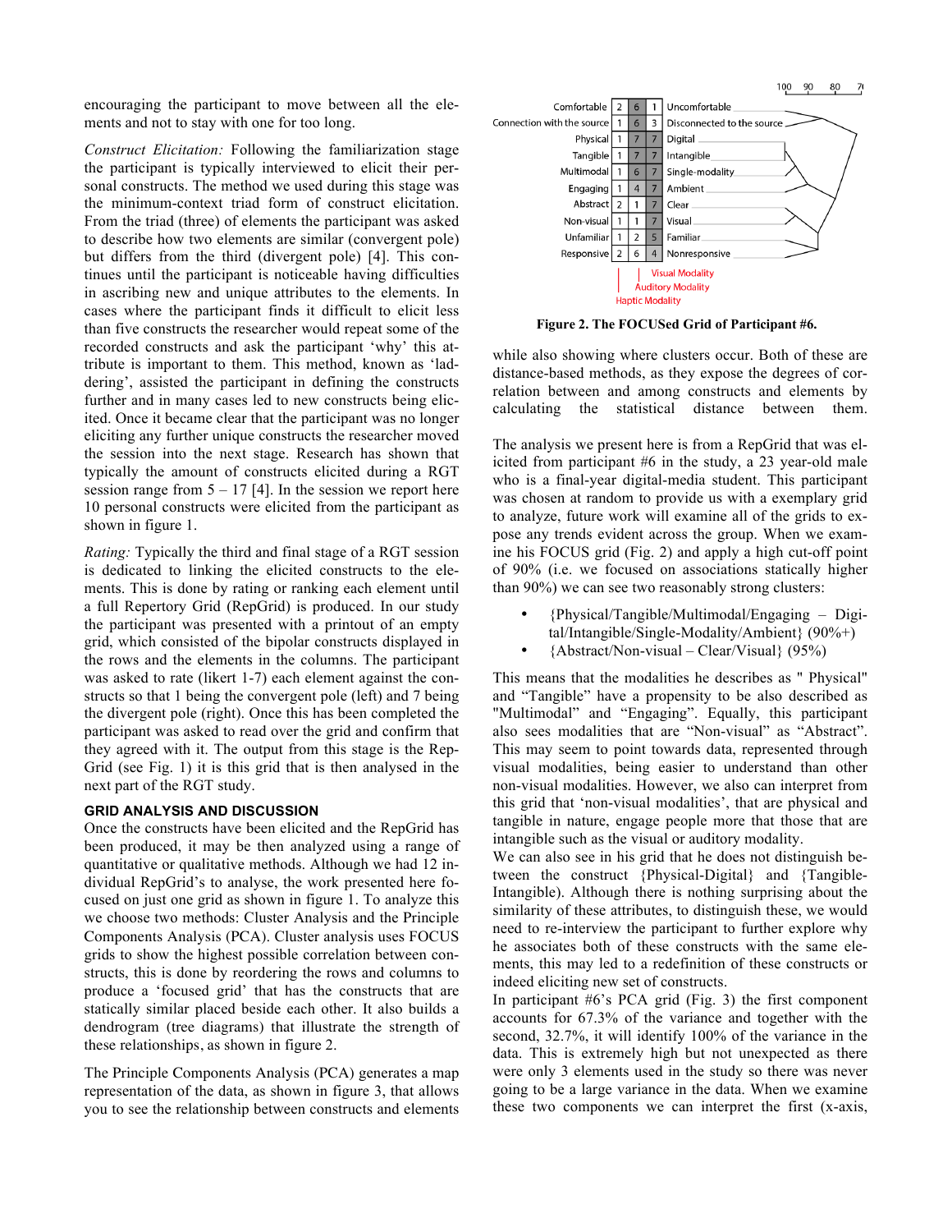encouraging the participant to move between all the elements and not to stay with one for too long.

*Construct Elicitation:* Following the familiarization stage the participant is typically interviewed to elicit their personal constructs. The method we used during this stage was the minimum-context triad form of construct elicitation. From the triad (three) of elements the participant was asked to describe how two elements are similar (convergent pole) but differs from the third (divergent pole) [4]. This continues until the participant is noticeable having difficulties in ascribing new and unique attributes to the elements. In cases where the participant finds it difficult to elicit less than five constructs the researcher would repeat some of the recorded constructs and ask the participant 'why' this attribute is important to them. This method, known as 'laddering', assisted the participant in defining the constructs further and in many cases led to new constructs being elicited. Once it became clear that the participant was no longer eliciting any further unique constructs the researcher moved the session into the next stage. Research has shown that typically the amount of constructs elicited during a RGT session range from 5 – 17 [4]. In the session we report here 10 personal constructs were elicited from the participant as shown in figure 1.

*Rating:* Typically the third and final stage of a RGT session is dedicated to linking the elicited constructs to the elements. This is done by rating or ranking each element until a full Repertory Grid (RepGrid) is produced. In our study the participant was presented with a printout of an empty grid, which consisted of the bipolar constructs displayed in the rows and the elements in the columns. The participant was asked to rate (likert 1-7) each element against the constructs so that 1 being the convergent pole (left) and 7 being the divergent pole (right). Once this has been completed the participant was asked to read over the grid and confirm that they agreed with it. The output from this stage is the RepGrid (see Fig. 1) it is this grid that is then analysed in the next part of the RGT study.

## GRID ANALYSIS AND DISCUSSION

Once the constructs have been elicited and the RepGrid has been produced, it may be then analyzed using a range of quantitative or qualitative methods. Although we had 12 individual RepGrid's to analyse, the work presented here focused on just one grid as shown in figure 1. To analyze this we choose two methods: Cluster Analysis and the Principle Components Analysis (PCA). Cluster analysis uses FOCUS grids to show the highest possible correlation between constructs, this is done by reordering the rows and columns to produce a 'focused grid' that has the constructs that are statically similar placed beside each other. It also builds a dendrogram (tree diagrams) that illustrate the strength of these relationships, as shown in figure 2.

The Principle Components Analysis (PCA) generates a map representation of the data, as shown in figure 3, that allows you to see the relationship between constructs and elements while also showing where clusters occur. Both of these are distance-based methods, as they expose the degrees of correlation between and among constructs and elements by calculating the statistical distance between them.

| Convergent pole | | | | Divergent pole |
|---|---|---|---|---|
| Comfortable | 2 | 6 | 1 | Uncomfortable |
| Connection with the source | 1 | 6 | 3 | Disconnected to the source |
| Physical | 1 | 7 | 7 | Digital |
| Tangible | 1 | 7 | 7 | Intangible |
| Multimodal | 1 | 6 | 7 | Single-modality |
| Engaging | 1 | 4 | 7 | Ambient |
| Abstract | 2 | 1 | 7 | Clear |
| Non-visual | 1 | 1 | 7 | Visual |
| Unfamiliar | 1 | 2 | 5 | Familiar |
| Responsive | 2 | 6 | 4 | Nonresponsive |
| | Haptic Modality | Auditory Modality | Visual Modality | |

**Figure 2. The FOCUSed Grid of Participant #6.**

The analysis we present here is from a RepGrid that was elicited from participant #6 in the study, a 23 year-old male who is a final-year digital-media student. This participant was chosen at random to provide us with a exemplary grid to analyze, future work will examine all of the grids to expose any trends evident across the group. When we examine his FOCUS grid (Fig. 2) and apply a high cut-off point of 90% (i.e. we focused on associations statically higher than 90%) we can see two reasonably strong clusters:

- {Physical/Tangible/Multimodal/Engaging – Digital/Intangible/Single-Modality/Ambient} (90%+)
- {Abstract/Non-visual – Clear/Visual} (95%)

This means that the modalities he describes as " Physical" and "Tangible" have a propensity to be also described as "Multimodal" and "Engaging". Equally, this participant also sees modalities that are "Non-visual" as "Abstract". This may seem to point towards data, represented through visual modalities, being easier to understand than other non-visual modalities. However, we also can interpret from this grid that 'non-visual modalities', that are physical and tangible in nature, engage people more that those that are intangible such as the visual or auditory modality.

We can also see in his grid that he does not distinguish between the construct {Physical-Digital} and {Tangible-Intangible). Although there is nothing surprising about the similarity of these attributes, to distinguish these, we would need to re-interview the participant to further explore why he associates both of these constructs with the same elements, this may led to a redefinition of these constructs or indeed eliciting new set of constructs.

In participant #6's PCA grid (Fig. 3) the first component accounts for 67.3% of the variance and together with the second, 32.7%, it will identify 100% of the variance in the data. This is extremely high but not unexpected as there were only 3 elements used in the study so there was never going to be a large variance in the data. When we examine these two components we can interpret the first (x-axis,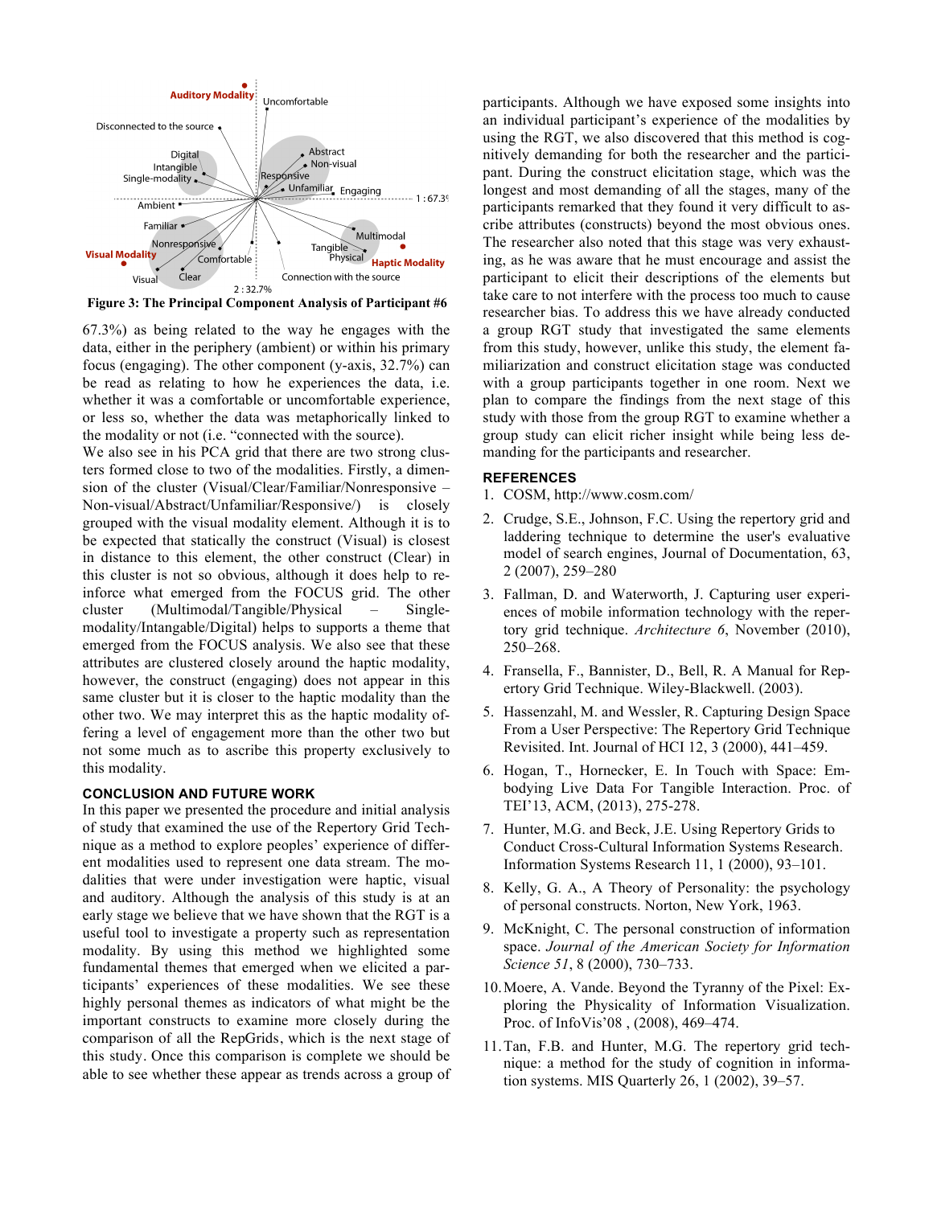Auditory Modality
Uncomfortable
Disconnected to the source
Digital
Intangible
Single-modality
Abstract
Non-visual
Responsive
Unfamiliar
Engaging
1 : 67.3%
Ambient
Familiar
Nonresponsive
Visual Modality
Comfortable
Visual
Clear
Multimodal
Tangible
Physical
Haptic Modality
Connection with the source
2 : 32.7%

**Figure 3: The Principal Component Analysis of Participant #6**

67.3%) as being related to the way he engages with the data, either in the periphery (ambient) or within his primary focus (engaging). The other component (y-axis, 32.7%) can be read as relating to how he experiences the data, i.e. whether it was a comfortable or uncomfortable experience, or less so, whether the data was metaphorically linked to the modality or not (i.e. "connected with the source).

We also see in his PCA grid that there are two strong clusters formed close to two of the modalities. Firstly, a dimension of the cluster (Visual/Clear/Familiar/Nonresponsive – Non-visual/Abstract/Unfamiliar/Responsive/) is closely grouped with the visual modality element. Although it is to be expected that statically the construct (Visual) is closest in distance to this element, the other construct (Clear) in this cluster is not so obvious, although it does help to reinforce what emerged from the FOCUS grid. The other cluster (Multimodal/Tangible/Physical – Single-modality/Intangable/Digital) helps to supports a theme that emerged from the FOCUS analysis. We also see that these attributes are clustered closely around the haptic modality, however, the construct (engaging) does not appear in this same cluster but it is closer to the haptic modality than the other two. We may interpret this as the haptic modality offering a level of engagement more than the other two but not some much as to ascribe this property exclusively to this modality.

## CONCLUSION AND FUTURE WORK

In this paper we presented the procedure and initial analysis of study that examined the use of the Repertory Grid Technique as a method to explore peoples' experience of different modalities used to represent one data stream. The modalities that were under investigation were haptic, visual and auditory. Although the analysis of this study is at an early stage we believe that we have shown that the RGT is a useful tool to investigate a property such as representation modality. By using this method we highlighted some fundamental themes that emerged when we elicited a participants' experiences of these modalities. We see these highly personal themes as indicators of what might be the important constructs to examine more closely during the comparison of all the RepGrids, which is the next stage of this study. Once this comparison is complete we should be able to see whether these appear as trends across a group of participants. Although we have exposed some insights into an individual participant's experience of the modalities by using the RGT, we also discovered that this method is cognitively demanding for both the researcher and the participant. During the construct elicitation stage, which was the longest and most demanding of all the stages, many of the participants remarked that they found it very difficult to ascribe attributes (constructs) beyond the most obvious ones. The researcher also noted that this stage was very exhausting, as he was aware that he must encourage and assist the participant to elicit their descriptions of the elements but take care to not interfere with the process too much to cause researcher bias. To address this we have already conducted a group RGT study that investigated the same elements from this study, however, unlike this study, the element familiarization and construct elicitation stage was conducted with a group participants together in one room. Next we plan to compare the findings from the next stage of this study with those from the group RGT to examine whether a group study can elicit richer insight while being less demanding for the participants and researcher.

## REFERENCES

1. COSM, http://www.cosm.com/
2. Crudge, S.E., Johnson, F.C. Using the repertory grid and laddering technique to determine the user's evaluative model of search engines, Journal of Documentation, 63, 2 (2007), 259–280
3. Fallman, D. and Waterworth, J. Capturing user experiences of mobile information technology with the repertory grid technique. *Architecture 6*, November (2010), 250–268.
4. Fransella, F., Bannister, D., Bell, R. A Manual for Repertory Grid Technique. Wiley-Blackwell. (2003).
5. Hassenzahl, M. and Wessler, R. Capturing Design Space From a User Perspective: The Repertory Grid Technique Revisited. Int. Journal of HCI 12, 3 (2000), 441–459.
6. Hogan, T., Hornecker, E. In Touch with Space: Embodying Live Data For Tangible Interaction. Proc. of TEI'13, ACM, (2013), 275-278.
7. Hunter, M.G. and Beck, J.E. Using Repertory Grids to Conduct Cross-Cultural Information Systems Research. Information Systems Research 11, 1 (2000), 93–101.
8. Kelly, G. A., A Theory of Personality: the psychology of personal constructs. Norton, New York, 1963.
9. McKnight, C. The personal construction of information space. *Journal of the American Society for Information Science 51*, 8 (2000), 730–733.
10. Moere, A. Vande. Beyond the Tyranny of the Pixel: Exploring the Physicality of Information Visualization. Proc. of InfoVis'08 , (2008), 469–474.
11. Tan, F.B. and Hunter, M.G. The repertory grid technique: a method for the study of cognition in information systems. MIS Quarterly 26, 1 (2002), 39–57.